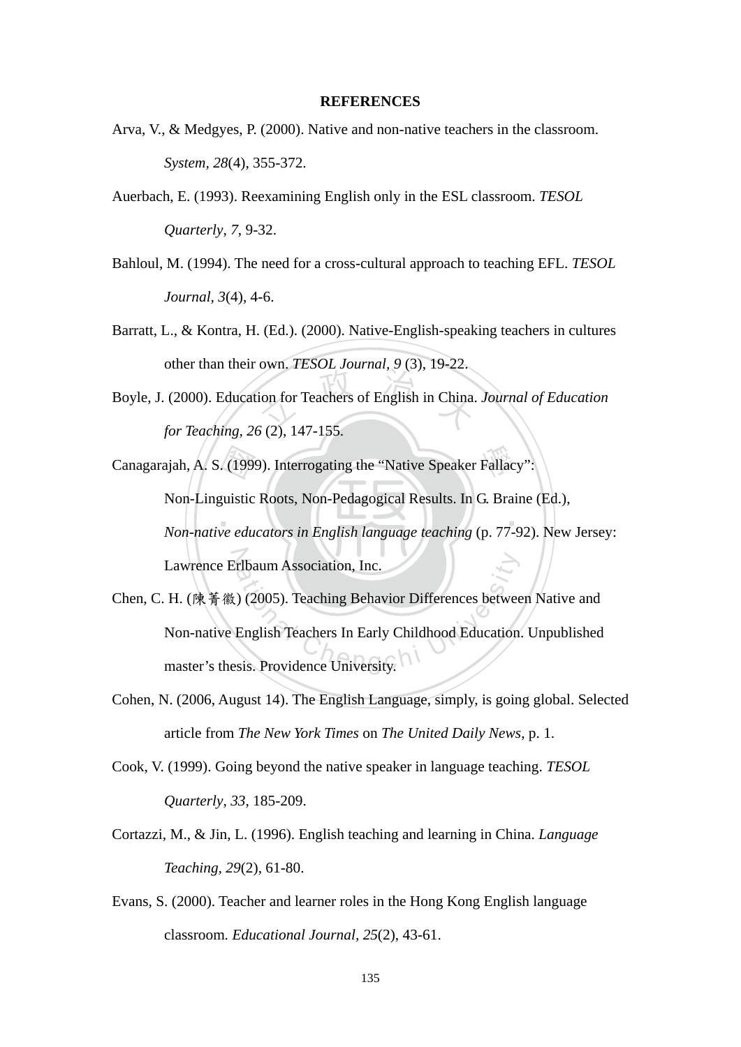# REFERENCES

Arva, V., & Medgyes, P. (2000). Native and non-native teachers in the classroom. *System*, *28*(4), 355-372.

Auerbach, E. (1993). Reexamining English only in the ESL classroom. *TESOL Quarterly*, *7*, 9-32.

Bahloul, M. (1994). The need for a cross-cultural approach to teaching EFL. *TESOL Journal*, *3*(4), 4-6.

Barratt, L., & Kontra, H. (Ed.). (2000). Native-English-speaking teachers in cultures other than their own. *TESOL Journal*, *9* (3), 19-22.

Boyle, J. (2000). Education for Teachers of English in China. *Journal of Education for Teaching*, *26* (2), 147-155.

Canagarajah, A. S. (1999). Interrogating the "Native Speaker Fallacy": Non-Linguistic Roots, Non-Pedagogical Results. In G. Braine (Ed.), *Non-native educators in English language teaching* (p. 77-92). New Jersey: Lawrence Erlbaum Association, Inc.

Chen, C. H. (陳菁徽) (2005). Teaching Behavior Differences between Native and Non-native English Teachers In Early Childhood Education. Unpublished master's thesis. Providence University.

Cohen, N. (2006, August 14). The English Language, simply, is going global. Selected article from *The New York Times* on *The United Daily News*, p. 1.

Cook, V. (1999). Going beyond the native speaker in language teaching. *TESOL Quarterly*, *33*, 185-209.

Cortazzi, M., & Jin, L. (1996). English teaching and learning in China. *Language Teaching*, *29*(2), 61-80.

Evans, S. (2000). Teacher and learner roles in the Hong Kong English language classroom. *Educational Journal*, *25*(2), 43-61.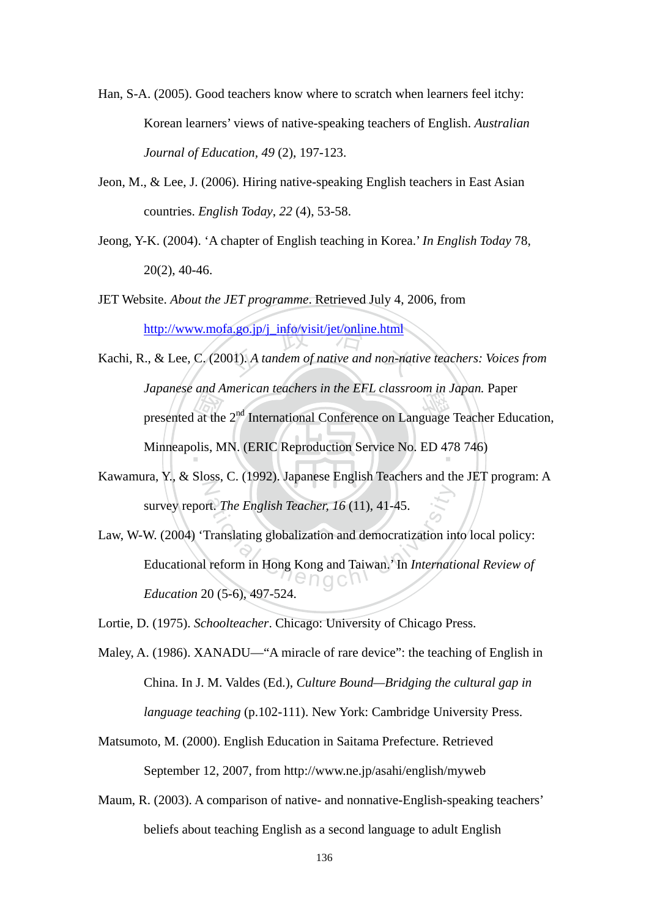Han, S-A. (2005). Good teachers know where to scratch when learners feel itchy: Korean learners' views of native-speaking teachers of English. *Australian Journal of Education*, *49* (2), 197-123.

Jeon, M., & Lee, J. (2006). Hiring native-speaking English teachers in East Asian countries. *English Today*, *22* (4), 53-58.

Jeong, Y-K. (2004). 'A chapter of English teaching in Korea.' *In English Today* 78, 20(2), 40-46.

JET Website. *About the JET programme*. Retrieved July 4, 2006, from http://www.mofa.go.jp/j_info/visit/jet/online.html

Kachi, R., & Lee, C. (2001). *A tandem of native and non-native teachers: Voices from Japanese and American teachers in the EFL classroom in Japan.* Paper presented at the 2nd International Conference on Language Teacher Education, Minneapolis, MN. (ERIC Reproduction Service No. ED 478 746)

Kawamura, Y., & Sloss, C. (1992). Japanese English Teachers and the JET program: A survey report. *The English Teacher, 16* (11), 41-45.

Law, W-W. (2004) 'Translating globalization and democratization into local policy: Educational reform in Hong Kong and Taiwan.' In *International Review of Education* 20 (5-6), 497-524.

Lortie, D. (1975). *Schoolteacher*. Chicago: University of Chicago Press.

Maley, A. (1986). XANADU—"A miracle of rare device": the teaching of English in China. In J. M. Valdes (Ed.), *Culture Bound—Bridging the cultural gap in language teaching* (p.102-111). New York: Cambridge University Press.

Matsumoto, M. (2000). English Education in Saitama Prefecture. Retrieved September 12, 2007, from http://www.ne.jp/asahi/english/myweb

Maum, R. (2003). A comparison of native- and nonnative-English-speaking teachers' beliefs about teaching English as a second language to adult English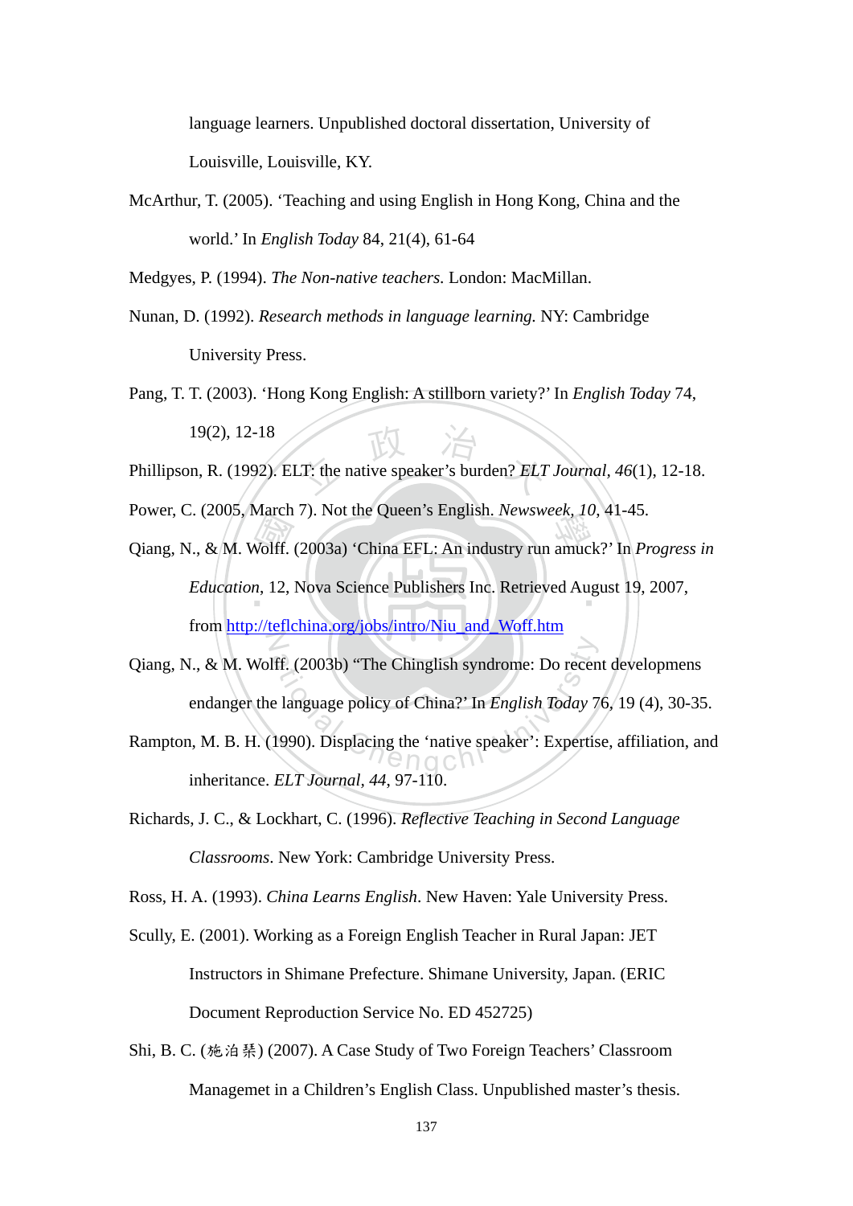language learners. Unpublished doctoral dissertation, University of Louisville, Louisville, KY.

McArthur, T. (2005). ‘Teaching and using English in Hong Kong, China and the world.’ In *English Today* 84, 21(4), 61-64

Medgyes, P. (1994). *The Non-native teachers.* London: MacMillan.

Nunan, D. (1992). *Research methods in language learning.* NY: Cambridge University Press.

Pang, T. T. (2003). ‘Hong Kong English: A stillborn variety?’ In *English Today* 74, 19(2), 12-18

Phillipson, R. (1992). ELT: the native speaker’s burden? *ELT Journal*, *46*(1), 12-18.

Power, C. (2005, March 7). Not the Queen’s English. *Newsweek*, *10*, 41-45.

Qiang, N., & M. Wolff. (2003a) ‘China EFL: An industry run amuck?’ In *Progress in Education*, 12, Nova Science Publishers Inc. Retrieved August 19, 2007, from http://teflchina.org/jobs/intro/Niu_and_Woff.htm

Qiang, N., & M. Wolff. (2003b) “The Chinglish syndrome: Do recent developmens endanger the language policy of China?’ In *English Today* 76, 19 (4), 30-35.

Rampton, M. B. H. (1990). Displacing the ‘native speaker’: Expertise, affiliation, and inheritance. *ELT Journal*, *44*, 97-110.

Richards, J. C., & Lockhart, C. (1996). *Reflective Teaching in Second Language Classrooms*. New York: Cambridge University Press.

Ross, H. A. (1993). *China Learns English*. New Haven: Yale University Press.

Scully, E. (2001). Working as a Foreign English Teacher in Rural Japan: JET Instructors in Shimane Prefecture. Shimane University, Japan. (ERIC Document Reproduction Service No. ED 452725)

Shi, B. C. (施泊琹) (2007). A Case Study of Two Foreign Teachers’ Classroom Managemet in a Children’s English Class. Unpublished master’s thesis.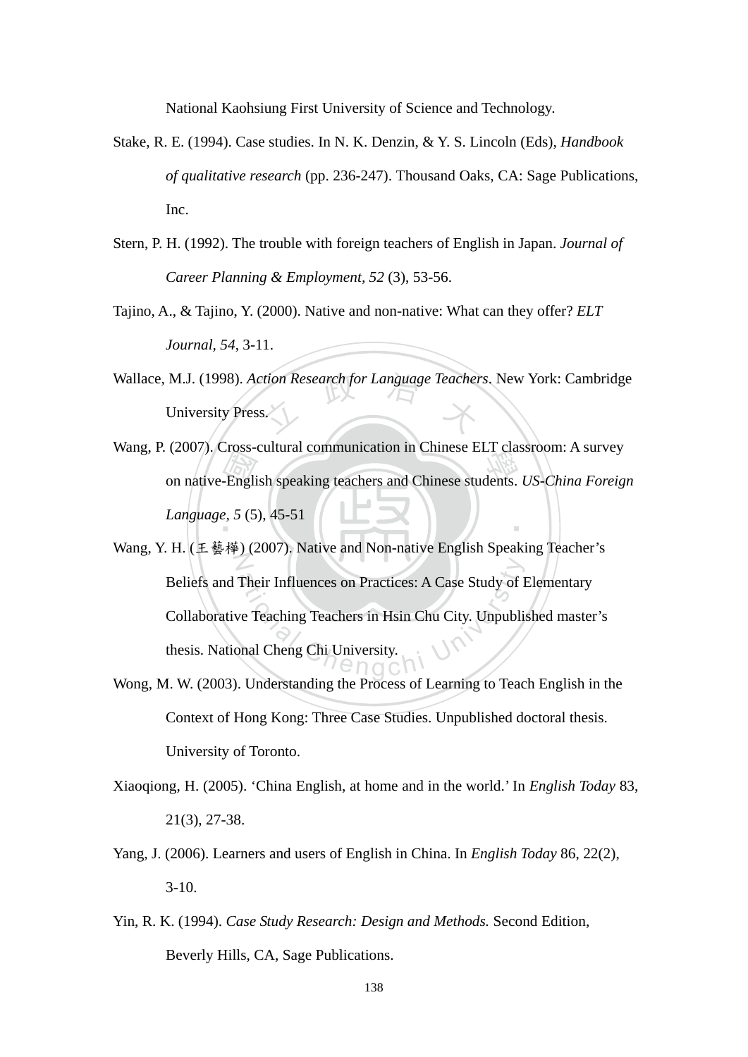National Kaohsiung First University of Science and Technology.

Stake, R. E. (1994). Case studies. In N. K. Denzin, & Y. S. Lincoln (Eds), *Handbook of qualitative research* (pp. 236-247). Thousand Oaks, CA: Sage Publications, Inc.

Stern, P. H. (1992). The trouble with foreign teachers of English in Japan. *Journal of Career Planning & Employment, 52* (3), 53-56.

Tajino, A., & Tajino, Y. (2000). Native and non-native: What can they offer? *ELT Journal, 54*, 3-11.

Wallace, M.J. (1998). *Action Research for Language Teachers*. New York: Cambridge University Press.

Wang, P. (2007). Cross-cultural communication in Chinese ELT classroom: A survey on native-English speaking teachers and Chinese students. *US-China Foreign Language, 5* (5), 45-51

Wang, Y. H. (王藝樺) (2007). Native and Non-native English Speaking Teacher's Beliefs and Their Influences on Practices: A Case Study of Elementary Collaborative Teaching Teachers in Hsin Chu City. Unpublished master's thesis. National Cheng Chi University.

Wong, M. W. (2003). Understanding the Process of Learning to Teach English in the Context of Hong Kong: Three Case Studies. Unpublished doctoral thesis. University of Toronto.

Xiaoqiong, H. (2005). 'China English, at home and in the world.' In *English Today* 83, 21(3), 27-38.

Yang, J. (2006). Learners and users of English in China. In *English Today* 86, 22(2), 3-10.

Yin, R. K. (1994). *Case Study Research: Design and Methods.* Second Edition, Beverly Hills, CA, Sage Publications.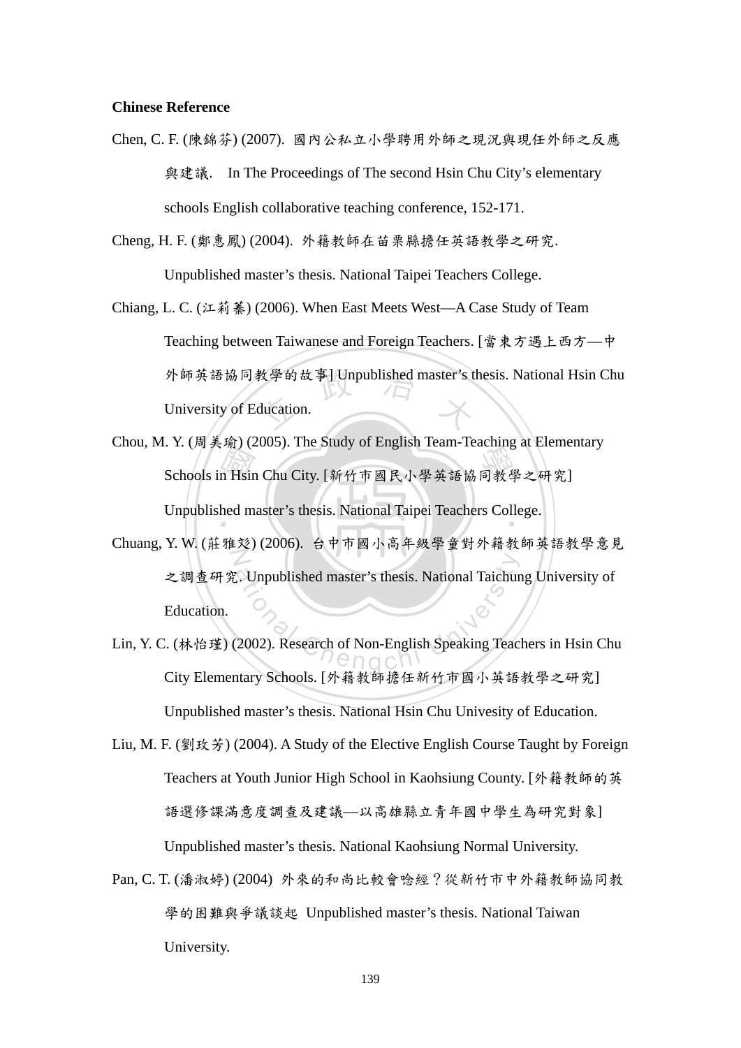**Chinese Reference**

Chen, C. F. (陳錦芬) (2007). 國內公私立小學聘用外師之現況與現任外師之反應與建議. In The Proceedings of The second Hsin Chu City's elementary schools English collaborative teaching conference, 152-171.

Cheng, H. F. (鄭惠鳳) (2004). 外籍教師在苗栗縣擔任英語教學之研究. Unpublished master's thesis. National Taipei Teachers College.

Chiang, L. C. (江莉蓁) (2006). When East Meets West—A Case Study of Team Teaching between Taiwanese and Foreign Teachers. [當東方遇上西方—中外師英語協同教學的故事] Unpublished master's thesis. National Hsin Chu University of Education.

Chou, M. Y. (周美瑜) (2005). The Study of English Team-Teaching at Elementary Schools in Hsin Chu City. [新竹市國民小學英語協同教學之研究] Unpublished master's thesis. National Taipei Teachers College.

Chuang, Y. W. (莊雅彣) (2006). 台中市國小高年級學童對外籍教師英語教學意見之調查研究. Unpublished master's thesis. National Taichung University of Education.

Lin, Y. C. (林怡瑾) (2002). Research of Non-English Speaking Teachers in Hsin Chu City Elementary Schools. [外籍教師擔任新竹市國小英語教學之研究] Unpublished master's thesis. National Hsin Chu Univesity of Education.

Liu, M. F. (劉玫芳) (2004). A Study of the Elective English Course Taught by Foreign Teachers at Youth Junior High School in Kaohsiung County. [外籍教師的英語選修課滿意度調查及建議—以高雄縣立青年國中學生為研究對象] Unpublished master's thesis. National Kaohsiung Normal University.

Pan, C. T. (潘淑婷) (2004) 外來的和尚比較會唸經？從新竹市中外籍教師協同教學的困難與爭議談起 Unpublished master's thesis. National Taiwan University.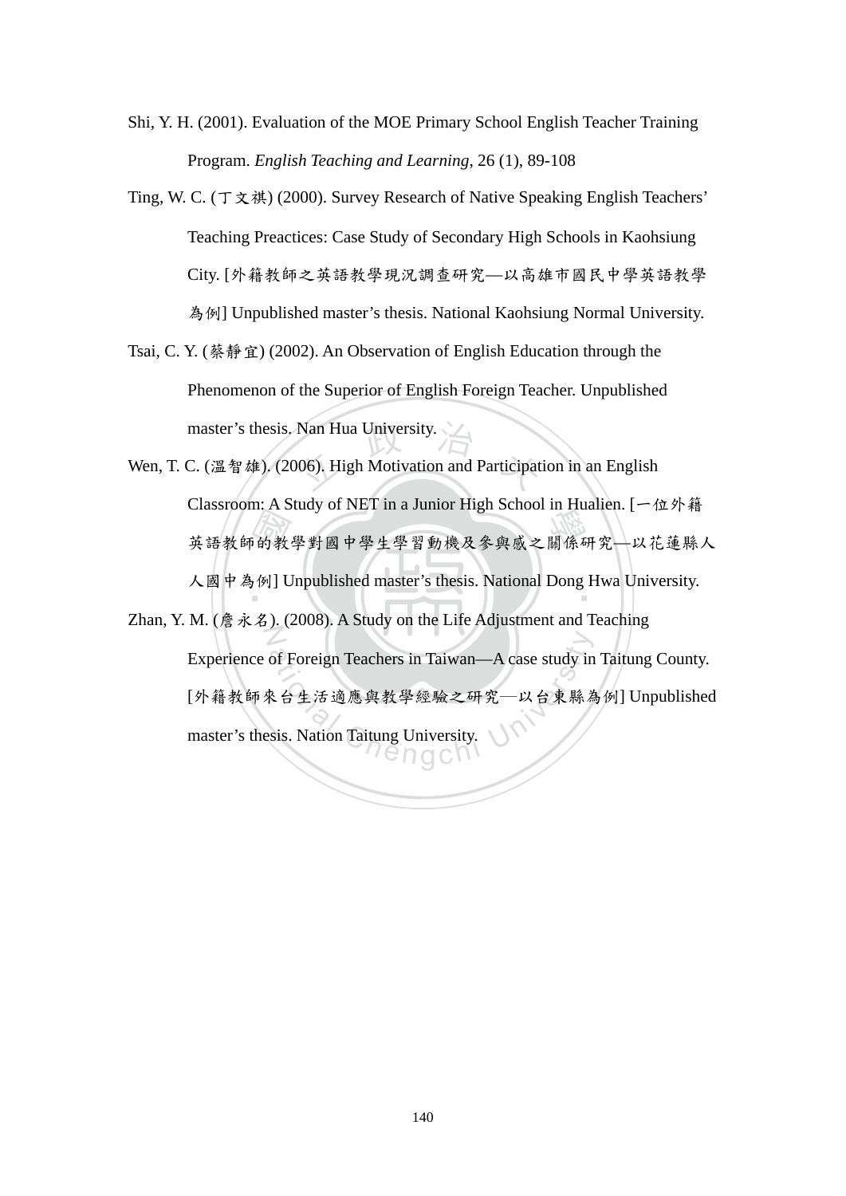Shi, Y. H. (2001). Evaluation of the MOE Primary School English Teacher Training Program. *English Teaching and Learning*, 26 (1), 89-108

Ting, W. C. (丁文祺) (2000). Survey Research of Native Speaking English Teachers' Teaching Preactices: Case Study of Secondary High Schools in Kaohsiung City. [外籍教師之英語教學現況調查研究—以高雄市國民中學英語教學為例] Unpublished master's thesis. National Kaohsiung Normal University.

Tsai, C. Y. (蔡靜宜) (2002). An Observation of English Education through the Phenomenon of the Superior of English Foreign Teacher. Unpublished master's thesis. Nan Hua University.

Wen, T. C. (溫智雄). (2006). High Motivation and Participation in an English Classroom: A Study of NET in a Junior High School in Hualien. [一位外籍英語教師的教學對國中學生學習動機及參與感之關係研究—以花蓮縣人人國中為例] Unpublished master's thesis. National Dong Hwa University.

Zhan, Y. M. (詹永名). (2008). A Study on the Life Adjustment and Teaching Experience of Foreign Teachers in Taiwan—A case study in Taitung County. [外籍教師來台生活適應與教學經驗之研究—以台東縣為例] Unpublished master's thesis. Nation Taitung University.